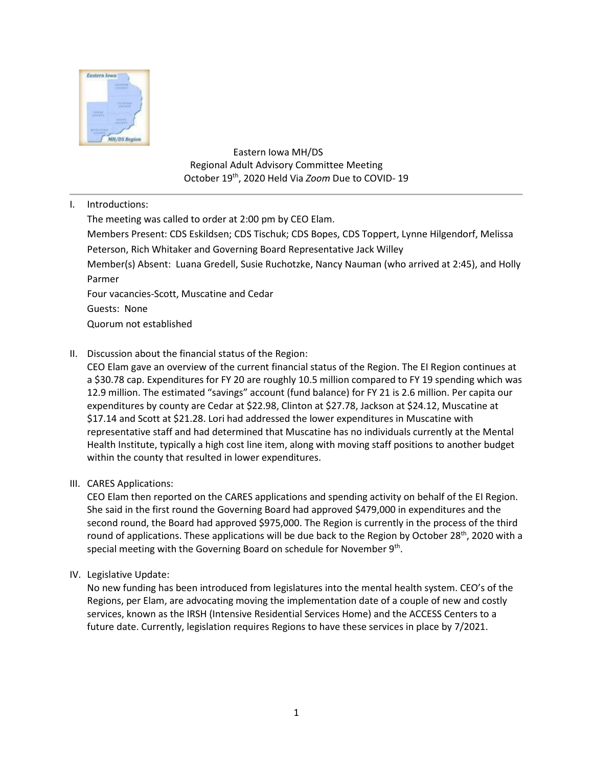# Eastern Iowa MH/DS
## Regional Adult Advisory Committee Meeting
### October 19th, 2020 Held Via *Zoom* Due to COVID- 19

I. Introductions:

The meeting was called to order at 2:00 pm by CEO Elam.

Members Present: CDS Eskildsen; CDS Tischuk; CDS Bopes, CDS Toppert, Lynne Hilgendorf, Melissa Peterson, Rich Whitaker and Governing Board Representative Jack Willey

Member(s) Absent: Luana Gredell, Susie Ruchotzke, Nancy Nauman (who arrived at 2:45), and Holly Parmer

Four vacancies-Scott, Muscatine and Cedar

Guests: None

Quorum not established

II. Discussion about the financial status of the Region:

CEO Elam gave an overview of the current financial status of the Region. The EI Region continues at a $30.78 cap. Expenditures for FY 20 are roughly 10.5 million compared to FY 19 spending which was 12.9 million. The estimated "savings" account (fund balance) for FY 21 is 2.6 million. Per capita our expenditures by county are Cedar at $22.98, Clinton at $27.78, Jackson at $24.12, Muscatine at $17.14 and Scott at $21.28. Lori had addressed the lower expenditures in Muscatine with representative staff and had determined that Muscatine has no individuals currently at the Mental Health Institute, typically a high cost line item, along with moving staff positions to another budget within the county that resulted in lower expenditures.

III. CARES Applications:

CEO Elam then reported on the CARES applications and spending activity on behalf of the EI Region. She said in the first round the Governing Board had approved $479,000 in expenditures and the second round, the Board had approved $975,000. The Region is currently in the process of the third round of applications. These applications will be due back to the Region by October 28th, 2020 with a special meeting with the Governing Board on schedule for November 9th.

IV. Legislative Update:

No new funding has been introduced from legislatures into the mental health system. CEO's of the Regions, per Elam, are advocating moving the implementation date of a couple of new and costly services, known as the IRSH (Intensive Residential Services Home) and the ACCESS Centers to a future date. Currently, legislation requires Regions to have these services in place by 7/2021.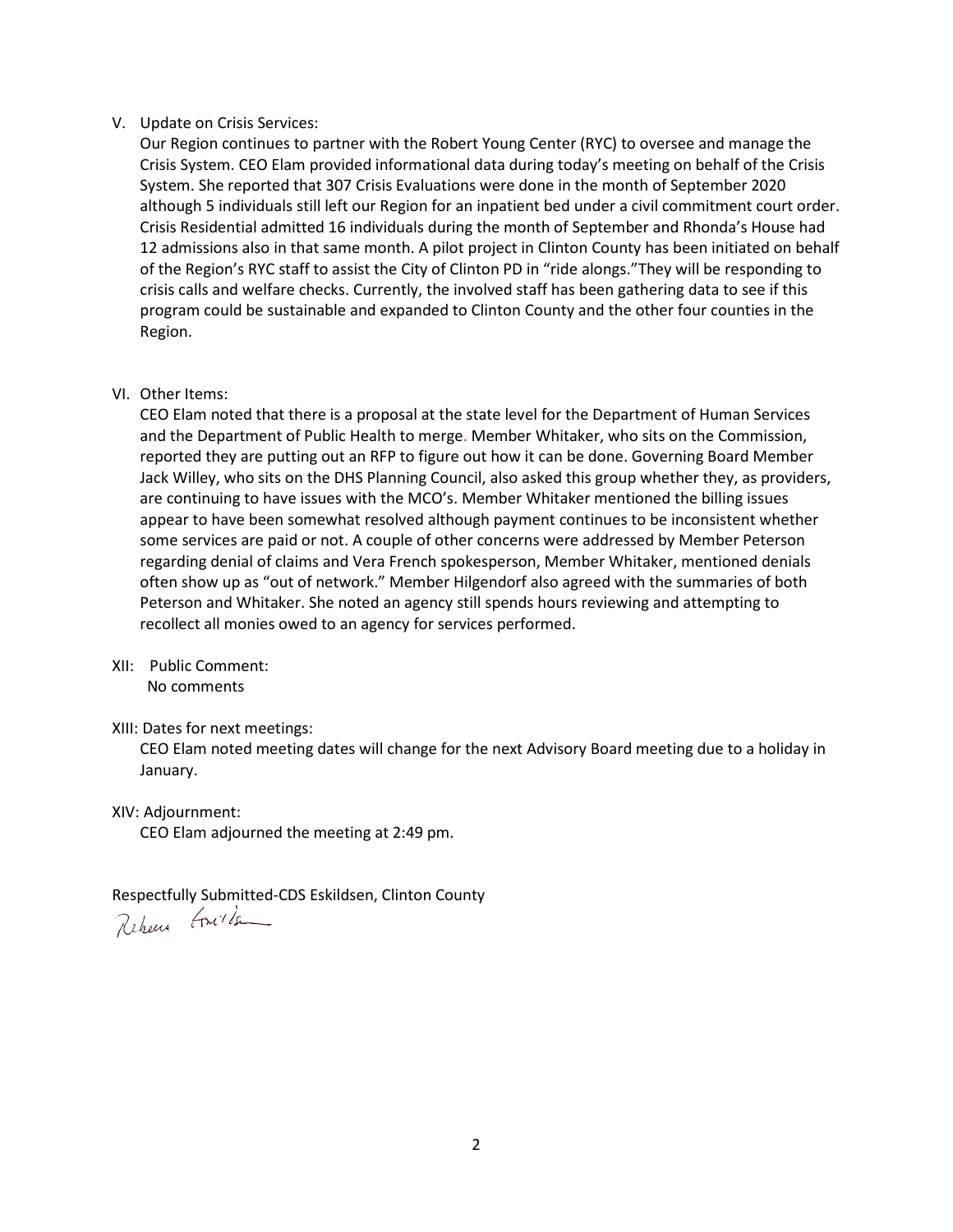V. Update on Crisis Services:

Our Region continues to partner with the Robert Young Center (RYC) to oversee and manage the Crisis System. CEO Elam provided informational data during today's meeting on behalf of the Crisis System. She reported that 307 Crisis Evaluations were done in the month of September 2020 although 5 individuals still left our Region for an inpatient bed under a civil commitment court order. Crisis Residential admitted 16 individuals during the month of September and Rhonda's House had 12 admissions also in that same month. A pilot project in Clinton County has been initiated on behalf of the Region's RYC staff to assist the City of Clinton PD in "ride alongs."They will be responding to crisis calls and welfare checks. Currently, the involved staff has been gathering data to see if this program could be sustainable and expanded to Clinton County and the other four counties in the Region.

VI. Other Items:

CEO Elam noted that there is a proposal at the state level for the Department of Human Services and the Department of Public Health to merge. Member Whitaker, who sits on the Commission, reported they are putting out an RFP to figure out how it can be done. Governing Board Member Jack Willey, who sits on the DHS Planning Council, also asked this group whether they, as providers, are continuing to have issues with the MCO's. Member Whitaker mentioned the billing issues appear to have been somewhat resolved although payment continues to be inconsistent whether some services are paid or not. A couple of other concerns were addressed by Member Peterson regarding denial of claims and Vera French spokesperson, Member Whitaker, mentioned denials often show up as "out of network." Member Hilgendorf also agreed with the summaries of both Peterson and Whitaker. She noted an agency still spends hours reviewing and attempting to recollect all monies owed to an agency for services performed.

XII: Public Comment:

No comments

XIII: Dates for next meetings:

CEO Elam noted meeting dates will change for the next Advisory Board meeting due to a holiday in January.

XIV: Adjournment:

CEO Elam adjourned the meeting at 2:49 pm.

Respectfully Submitted-CDS Eskildsen, Clinton County